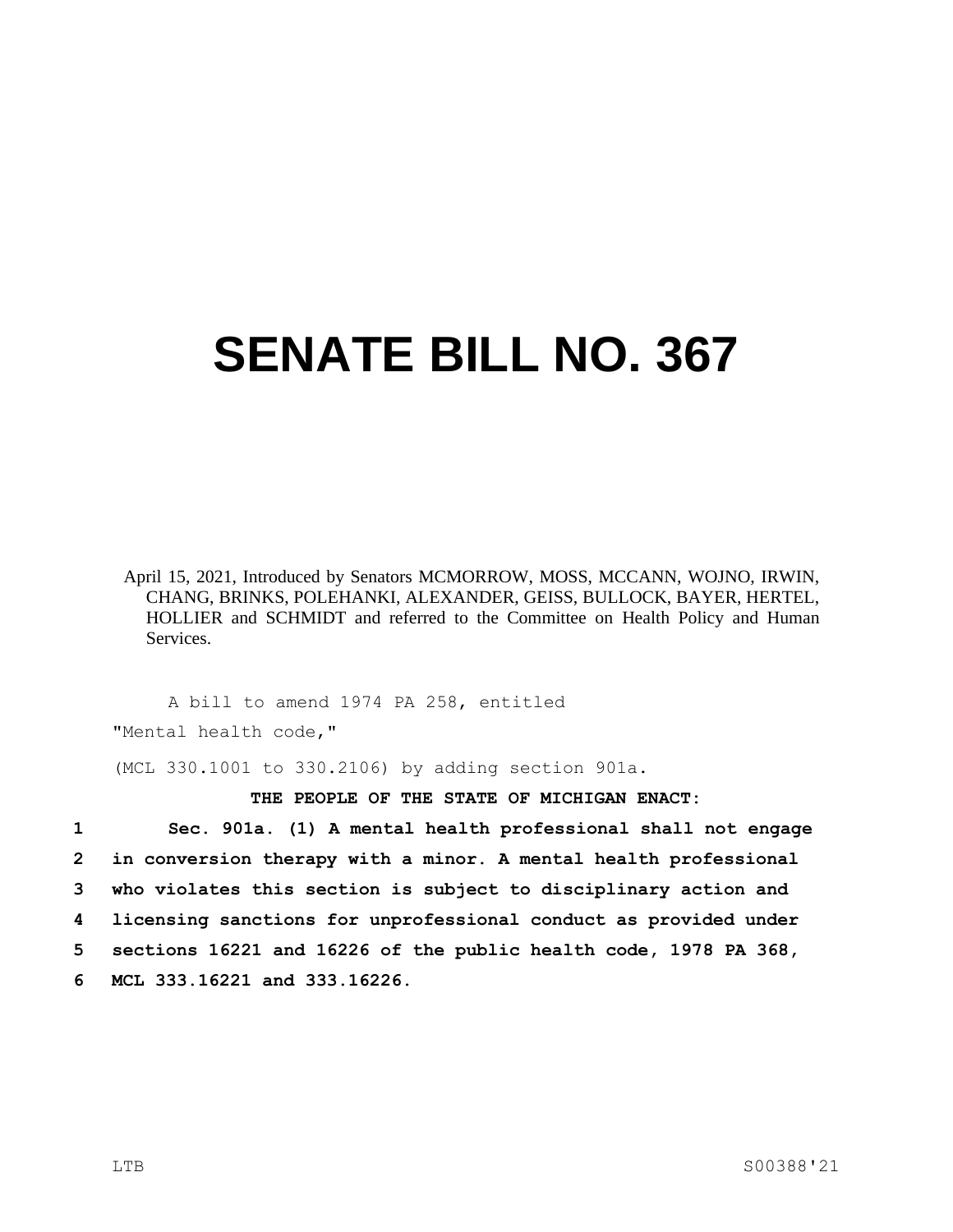# SENATE BILL NO. 367

April 15, 2021, Introduced by Senators MCMORROW, MOSS, MCCANN, WOJNO, IRWIN, CHANG, BRINKS, POLEHANKI, ALEXANDER, GEISS, BULLOCK, BAYER, HERTEL, HOLLIER and SCHMIDT and referred to the Committee on Health Policy and Human Services.

A bill to amend 1974 PA 258, entitled

"Mental health code,"

(MCL 330.1001 to 330.2106) by adding section 901a.

**THE PEOPLE OF THE STATE OF MICHIGAN ENACT:**

1 **Sec. 901a. (1) A mental health professional shall not engage**
2 **in conversion therapy with a minor. A mental health professional**
3 **who violates this section is subject to disciplinary action and**
4 **licensing sanctions for unprofessional conduct as provided under**
5 **sections 16221 and 16226 of the public health code, 1978 PA 368,**
6 **MCL 333.16221 and 333.16226.**

LTB S00388'21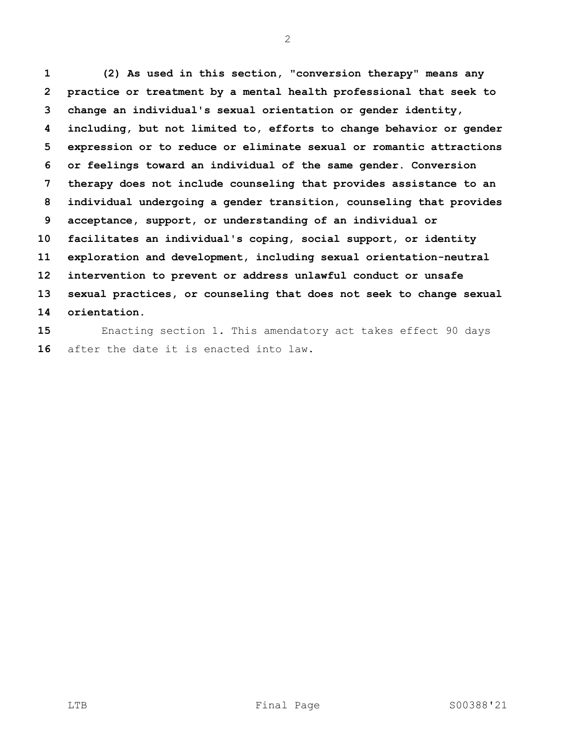**(2) As used in this section, "conversion therapy" means any practice or treatment by a mental health professional that seek to change an individual's sexual orientation or gender identity, including, but not limited to, efforts to change behavior or gender expression or to reduce or eliminate sexual or romantic attractions or feelings toward an individual of the same gender. Conversion therapy does not include counseling that provides assistance to an individual undergoing a gender transition, counseling that provides acceptance, support, or understanding of an individual or facilitates an individual's coping, social support, or identity exploration and development, including sexual orientation-neutral intervention to prevent or address unlawful conduct or unsafe sexual practices, or counseling that does not seek to change sexual orientation.**

Enacting section 1. This amendatory act takes effect 90 days after the date it is enacted into law.